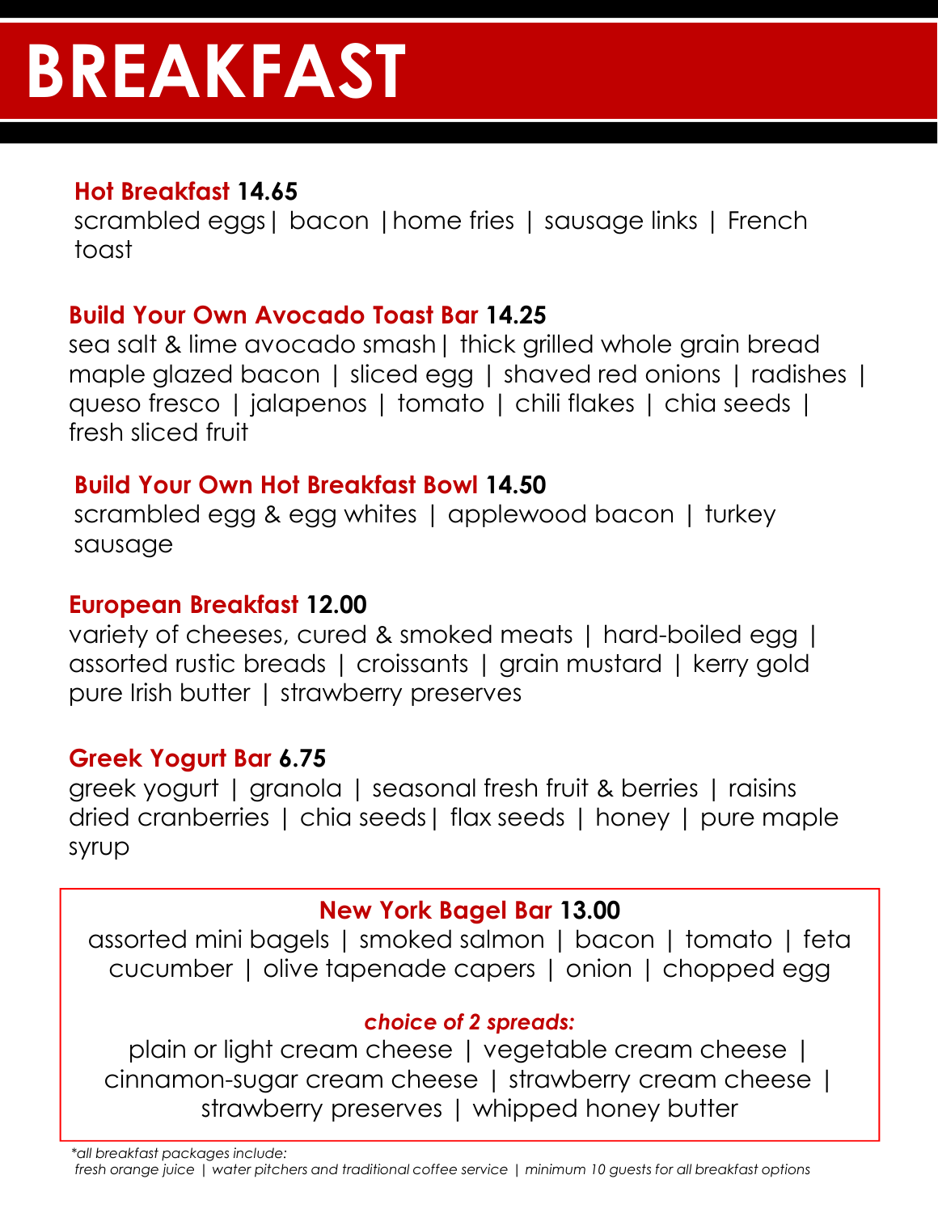# BREAKFAST

**Hot Breakfast 14.65**
scrambled eggs | bacon | home fries | sausage links | French toast

**Build Your Own Avocado Toast Bar 14.25**
sea salt & lime avocado smash | thick grilled whole grain bread maple glazed bacon | sliced egg | shaved red onions | radishes | queso fresco | jalapenos | tomato | chili flakes | chia seeds | fresh sliced fruit

**Build Your Own Hot Breakfast Bowl 14.50**
scrambled egg & egg whites | applewood bacon | turkey sausage

**European Breakfast 12.00**
variety of cheeses, cured & smoked meats | hard-boiled egg | assorted rustic breads | croissants | grain mustard | kerry gold pure Irish butter | strawberry preserves

**Greek Yogurt Bar 6.75**
greek yogurt | granola | seasonal fresh fruit & berries | raisins dried cranberries | chia seeds | flax seeds | honey | pure maple syrup

**New York Bagel Bar 13.00**
assorted mini bagels | smoked salmon | bacon | tomato | feta cucumber | olive tapenade capers | onion | chopped egg

***choice of 2 spreads:***
plain or light cream cheese | vegetable cream cheese | cinnamon-sugar cream cheese | strawberry cream cheese | strawberry preserves | whipped honey butter

*\*all breakfast packages include:*
*fresh orange juice | water pitchers and traditional coffee service | minimum 10 guests for all breakfast options*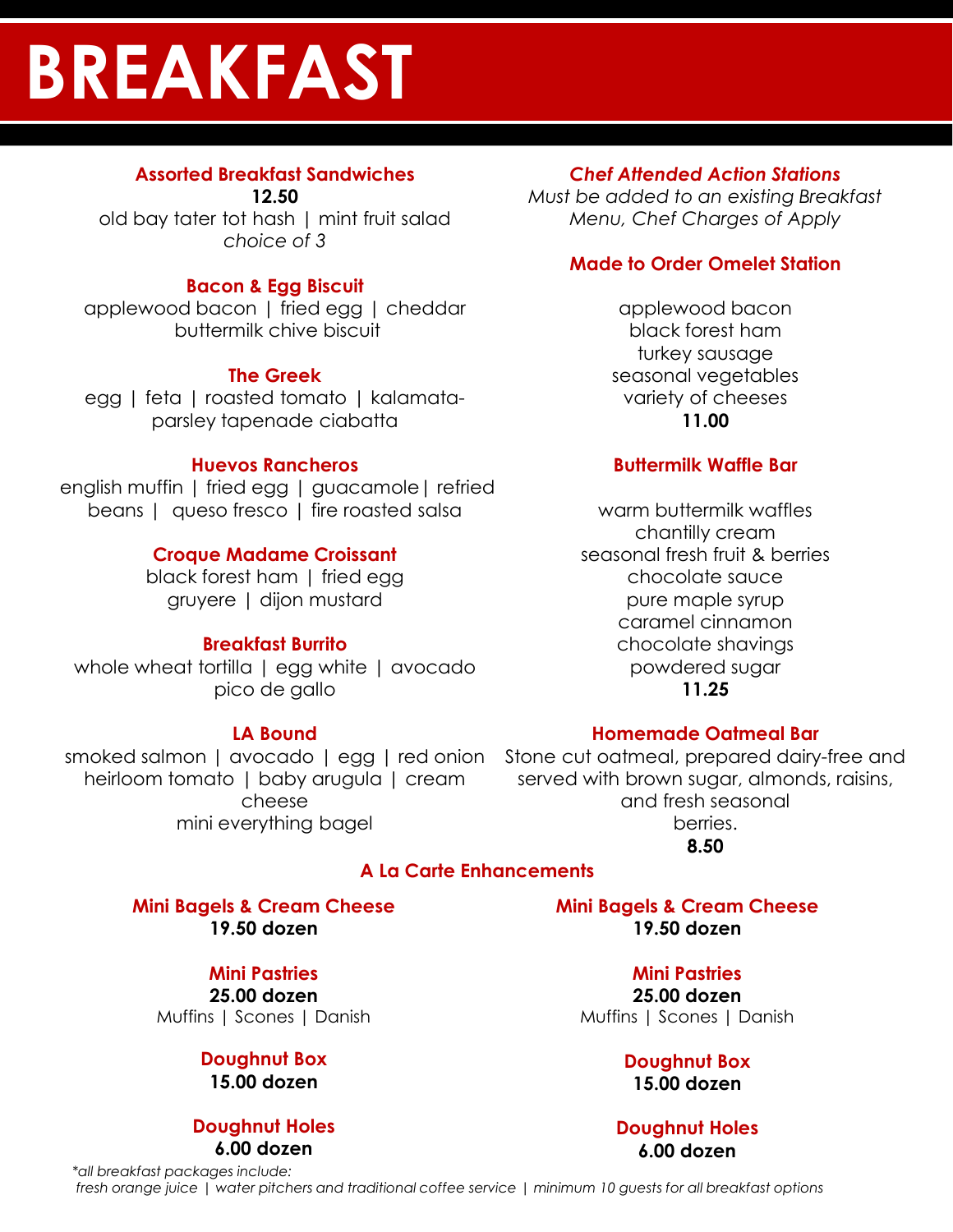# BREAKFAST

### Assorted Breakfast Sandwiches

**12.50**

old bay tater tot hash | mint fruit salad

*choice of 3*

### Bacon & Egg Biscuit

applewood bacon | fried egg | cheddar
buttermilk chive biscuit

### The Greek

egg | feta | roasted tomato | kalamata-parsley tapenade ciabatta

### Huevos Rancheros

english muffin | fried egg | guacamole| refried beans | queso fresco | fire roasted salsa

### Croque Madame Croissant

black forest ham | fried egg
gruyere | dijon mustard

### Breakfast Burrito

whole wheat tortilla | egg white | avocado
pico de gallo

### LA Bound

smoked salmon | avocado | egg | red onion
heirloom tomato | baby arugula | cream cheese
mini everything bagel

### *Chef Attended Action Stations*

*Must be added to an existing Breakfast Menu, Chef Charges of Apply*

### Made to Order Omelet Station

applewood bacon
black forest ham
turkey sausage
seasonal vegetables
variety of cheeses

**11.00**

### Buttermilk Waffle Bar

warm buttermilk waffles
chantilly cream
seasonal fresh fruit & berries
chocolate sauce
pure maple syrup
caramel cinnamon
chocolate shavings
powdered sugar

**11.25**

### Homemade Oatmeal Bar

Stone cut oatmeal, prepared dairy-free and served with brown sugar, almonds, raisins, and fresh seasonal berries.

**8.50**

## A La Carte Enhancements

### Mini Bagels & Cream Cheese

**19.50 dozen**

### Mini Pastries

**25.00 dozen**

Muffins | Scones | Danish

### Doughnut Box

**15.00 dozen**

### Doughnut Holes

**6.00 dozen**

### Mini Bagels & Cream Cheese

**19.50 dozen**

### Mini Pastries

**25.00 dozen**

Muffins | Scones | Danish

### Doughnut Box

**15.00 dozen**

### Doughnut Holes

**6.00 dozen**

*\*all breakfast packages include:*
*fresh orange juice | water pitchers and traditional coffee service | minimum 10 guests for all breakfast options*